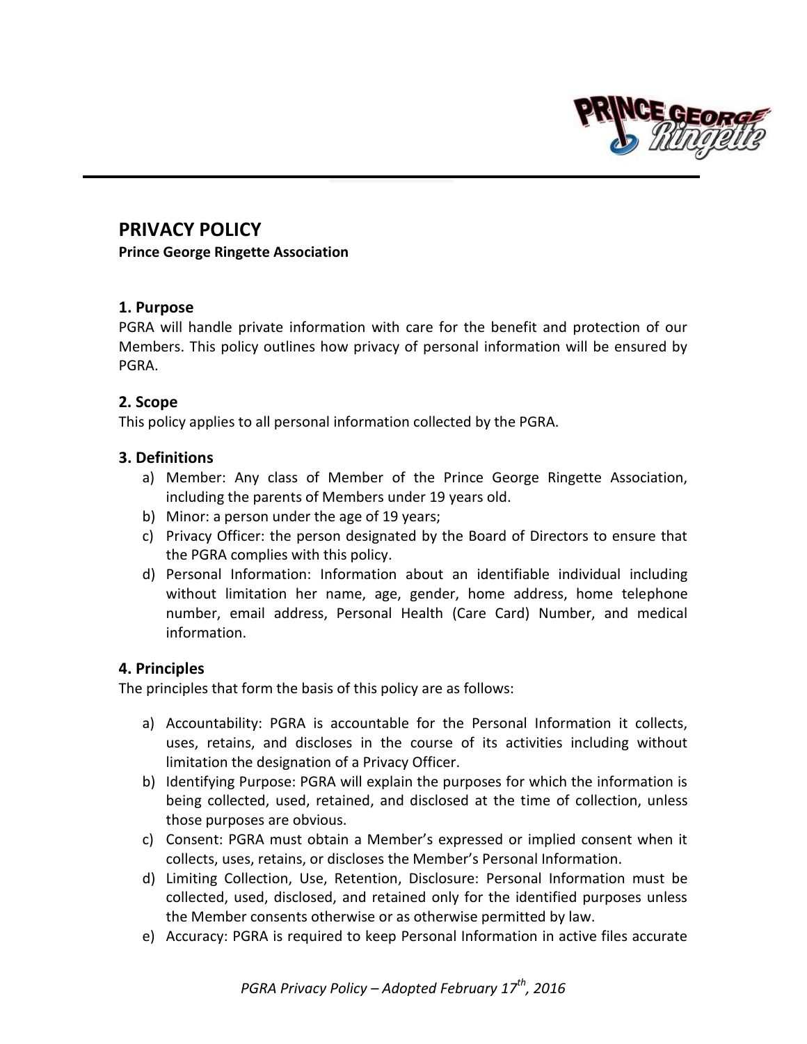# PRIVACY POLICY

**Prince George Ringette Association**

## 1. Purpose

PGRA will handle private information with care for the benefit and protection of our Members. This policy outlines how privacy of personal information will be ensured by PGRA.

## 2. Scope

This policy applies to all personal information collected by the PGRA.

## 3. Definitions

a) Member: Any class of Member of the Prince George Ringette Association, including the parents of Members under 19 years old.
b) Minor: a person under the age of 19 years;
c) Privacy Officer: the person designated by the Board of Directors to ensure that the PGRA complies with this policy.
d) Personal Information: Information about an identifiable individual including without limitation her name, age, gender, home address, home telephone number, email address, Personal Health (Care Card) Number, and medical information.

## 4. Principles

The principles that form the basis of this policy are as follows:

a) Accountability: PGRA is accountable for the Personal Information it collects, uses, retains, and discloses in the course of its activities including without limitation the designation of a Privacy Officer.
b) Identifying Purpose: PGRA will explain the purposes for which the information is being collected, used, retained, and disclosed at the time of collection, unless those purposes are obvious.
c) Consent: PGRA must obtain a Member's expressed or implied consent when it collects, uses, retains, or discloses the Member's Personal Information.
d) Limiting Collection, Use, Retention, Disclosure: Personal Information must be collected, used, disclosed, and retained only for the identified purposes unless the Member consents otherwise or as otherwise permitted by law.
e) Accuracy: PGRA is required to keep Personal Information in active files accurate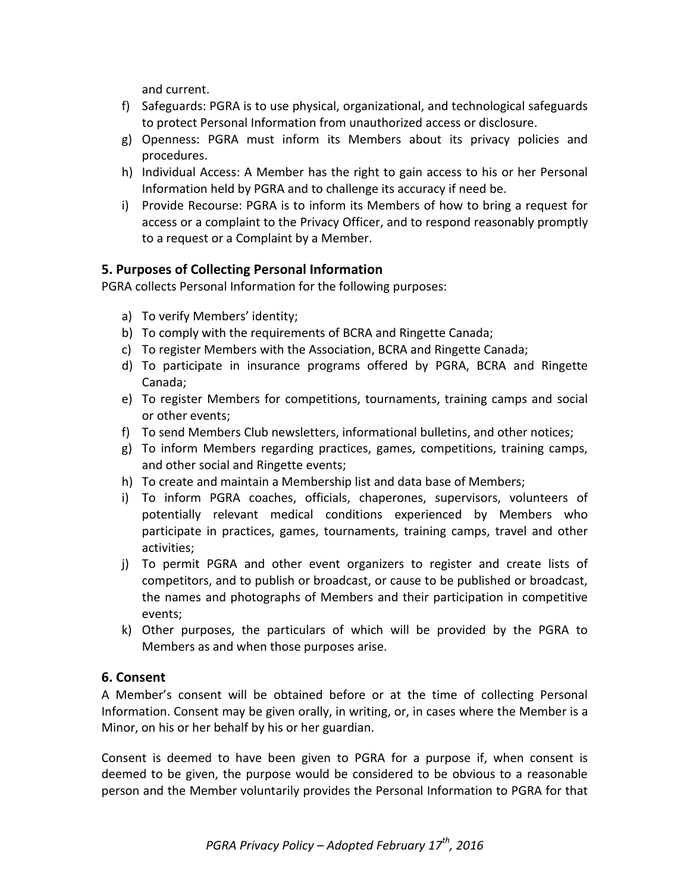and current.

f) Safeguards: PGRA is to use physical, organizational, and technological safeguards to protect Personal Information from unauthorized access or disclosure.
g) Openness: PGRA must inform its Members about its privacy policies and procedures.
h) Individual Access: A Member has the right to gain access to his or her Personal Information held by PGRA and to challenge its accuracy if need be.
i) Provide Recourse: PGRA is to inform its Members of how to bring a request for access or a complaint to the Privacy Officer, and to respond reasonably promptly to a request or a Complaint by a Member.

## 5. Purposes of Collecting Personal Information

PGRA collects Personal Information for the following purposes:

a) To verify Members' identity;
b) To comply with the requirements of BCRA and Ringette Canada;
c) To register Members with the Association, BCRA and Ringette Canada;
d) To participate in insurance programs offered by PGRA, BCRA and Ringette Canada;
e) To register Members for competitions, tournaments, training camps and social or other events;
f) To send Members Club newsletters, informational bulletins, and other notices;
g) To inform Members regarding practices, games, competitions, training camps, and other social and Ringette events;
h) To create and maintain a Membership list and data base of Members;
i) To inform PGRA coaches, officials, chaperones, supervisors, volunteers of potentially relevant medical conditions experienced by Members who participate in practices, games, tournaments, training camps, travel and other activities;
j) To permit PGRA and other event organizers to register and create lists of competitors, and to publish or broadcast, or cause to be published or broadcast, the names and photographs of Members and their participation in competitive events;
k) Other purposes, the particulars of which will be provided by the PGRA to Members as and when those purposes arise.

## 6. Consent

A Member's consent will be obtained before or at the time of collecting Personal Information. Consent may be given orally, in writing, or, in cases where the Member is a Minor, on his or her behalf by his or her guardian.

Consent is deemed to have been given to PGRA for a purpose if, when consent is deemed to be given, the purpose would be considered to be obvious to a reasonable person and the Member voluntarily provides the Personal Information to PGRA for that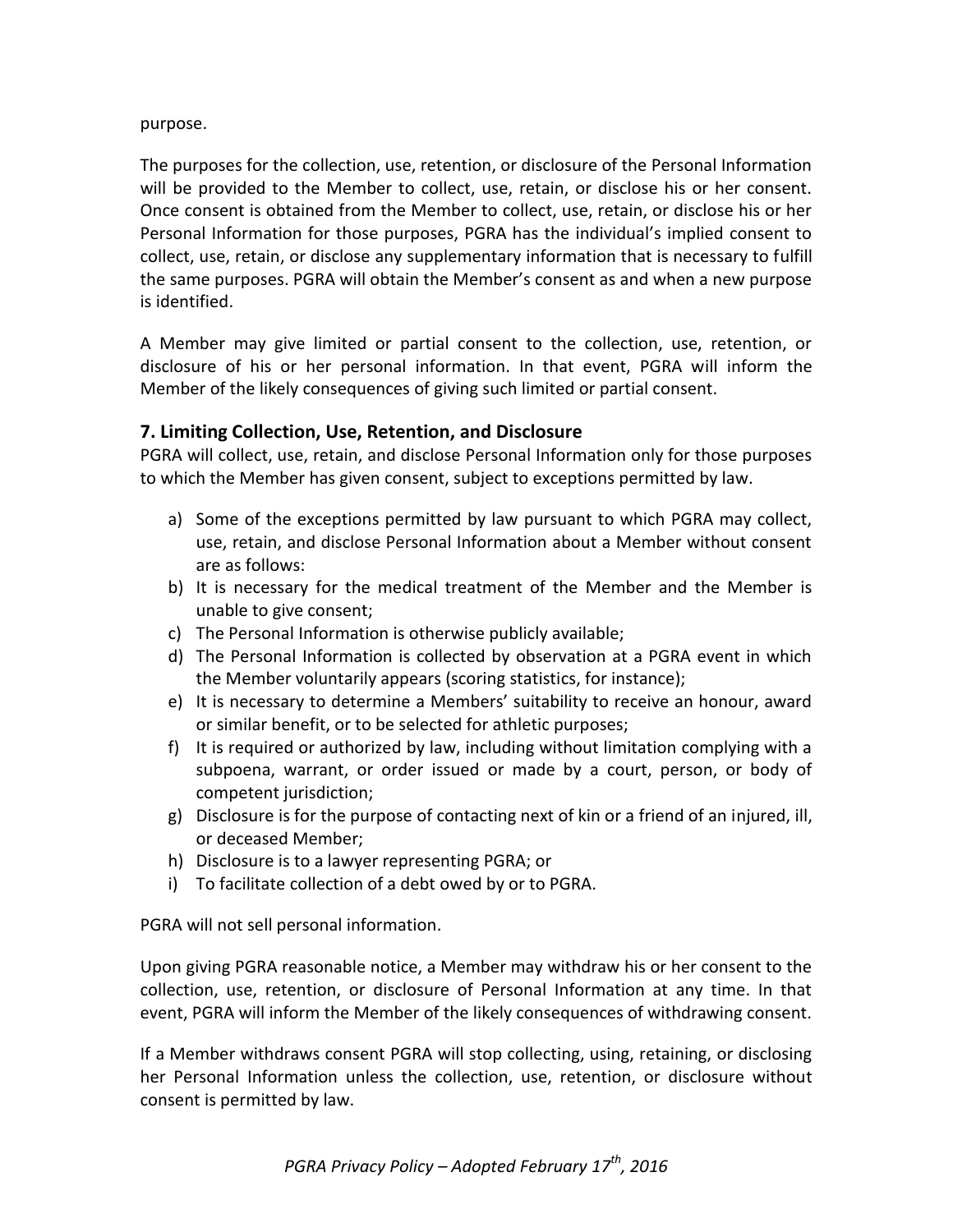purpose.

The purposes for the collection, use, retention, or disclosure of the Personal Information will be provided to the Member to collect, use, retain, or disclose his or her consent. Once consent is obtained from the Member to collect, use, retain, or disclose his or her Personal Information for those purposes, PGRA has the individual's implied consent to collect, use, retain, or disclose any supplementary information that is necessary to fulfill the same purposes. PGRA will obtain the Member's consent as and when a new purpose is identified.

A Member may give limited or partial consent to the collection, use, retention, or disclosure of his or her personal information. In that event, PGRA will inform the Member of the likely consequences of giving such limited or partial consent.

## 7. Limiting Collection, Use, Retention, and Disclosure

PGRA will collect, use, retain, and disclose Personal Information only for those purposes to which the Member has given consent, subject to exceptions permitted by law.

a) Some of the exceptions permitted by law pursuant to which PGRA may collect, use, retain, and disclose Personal Information about a Member without consent are as follows:
b) It is necessary for the medical treatment of the Member and the Member is unable to give consent;
c) The Personal Information is otherwise publicly available;
d) The Personal Information is collected by observation at a PGRA event in which the Member voluntarily appears (scoring statistics, for instance);
e) It is necessary to determine a Members' suitability to receive an honour, award or similar benefit, or to be selected for athletic purposes;
f) It is required or authorized by law, including without limitation complying with a subpoena, warrant, or order issued or made by a court, person, or body of competent jurisdiction;
g) Disclosure is for the purpose of contacting next of kin or a friend of an injured, ill, or deceased Member;
h) Disclosure is to a lawyer representing PGRA; or
i) To facilitate collection of a debt owed by or to PGRA.

PGRA will not sell personal information.

Upon giving PGRA reasonable notice, a Member may withdraw his or her consent to the collection, use, retention, or disclosure of Personal Information at any time. In that event, PGRA will inform the Member of the likely consequences of withdrawing consent.

If a Member withdraws consent PGRA will stop collecting, using, retaining, or disclosing her Personal Information unless the collection, use, retention, or disclosure without consent is permitted by law.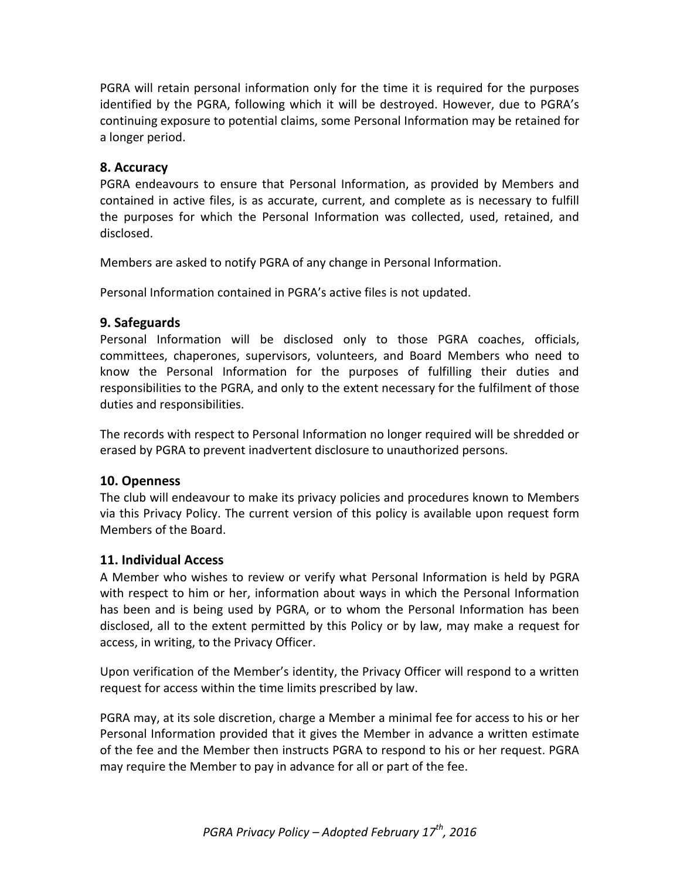PGRA will retain personal information only for the time it is required for the purposes identified by the PGRA, following which it will be destroyed. However, due to PGRA's continuing exposure to potential claims, some Personal Information may be retained for a longer period.

## 8. Accuracy

PGRA endeavours to ensure that Personal Information, as provided by Members and contained in active files, is as accurate, current, and complete as is necessary to fulfill the purposes for which the Personal Information was collected, used, retained, and disclosed.

Members are asked to notify PGRA of any change in Personal Information.

Personal Information contained in PGRA's active files is not updated.

## 9. Safeguards

Personal Information will be disclosed only to those PGRA coaches, officials, committees, chaperones, supervisors, volunteers, and Board Members who need to know the Personal Information for the purposes of fulfilling their duties and responsibilities to the PGRA, and only to the extent necessary for the fulfilment of those duties and responsibilities.

The records with respect to Personal Information no longer required will be shredded or erased by PGRA to prevent inadvertent disclosure to unauthorized persons.

## 10. Openness

The club will endeavour to make its privacy policies and procedures known to Members via this Privacy Policy. The current version of this policy is available upon request form Members of the Board.

## 11. Individual Access

A Member who wishes to review or verify what Personal Information is held by PGRA with respect to him or her, information about ways in which the Personal Information has been and is being used by PGRA, or to whom the Personal Information has been disclosed, all to the extent permitted by this Policy or by law, may make a request for access, in writing, to the Privacy Officer.

Upon verification of the Member's identity, the Privacy Officer will respond to a written request for access within the time limits prescribed by law.

PGRA may, at its sole discretion, charge a Member a minimal fee for access to his or her Personal Information provided that it gives the Member in advance a written estimate of the fee and the Member then instructs PGRA to respond to his or her request. PGRA may require the Member to pay in advance for all or part of the fee.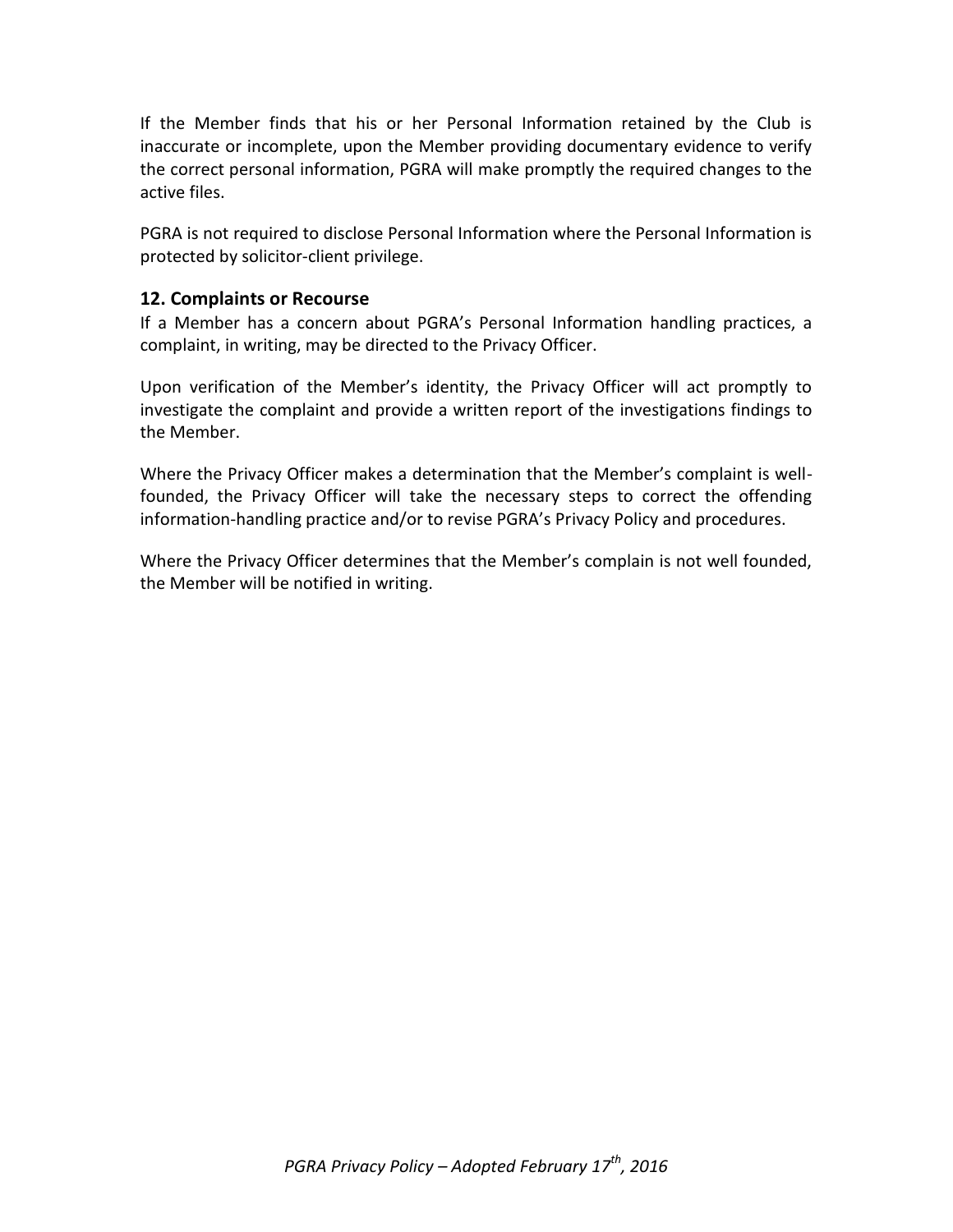If the Member finds that his or her Personal Information retained by the Club is inaccurate or incomplete, upon the Member providing documentary evidence to verify the correct personal information, PGRA will make promptly the required changes to the active files.

PGRA is not required to disclose Personal Information where the Personal Information is protected by solicitor-client privilege.

## 12. Complaints or Recourse

If a Member has a concern about PGRA's Personal Information handling practices, a complaint, in writing, may be directed to the Privacy Officer.

Upon verification of the Member's identity, the Privacy Officer will act promptly to investigate the complaint and provide a written report of the investigations findings to the Member.

Where the Privacy Officer makes a determination that the Member's complaint is well-founded, the Privacy Officer will take the necessary steps to correct the offending information-handling practice and/or to revise PGRA's Privacy Policy and procedures.

Where the Privacy Officer determines that the Member's complain is not well founded, the Member will be notified in writing.